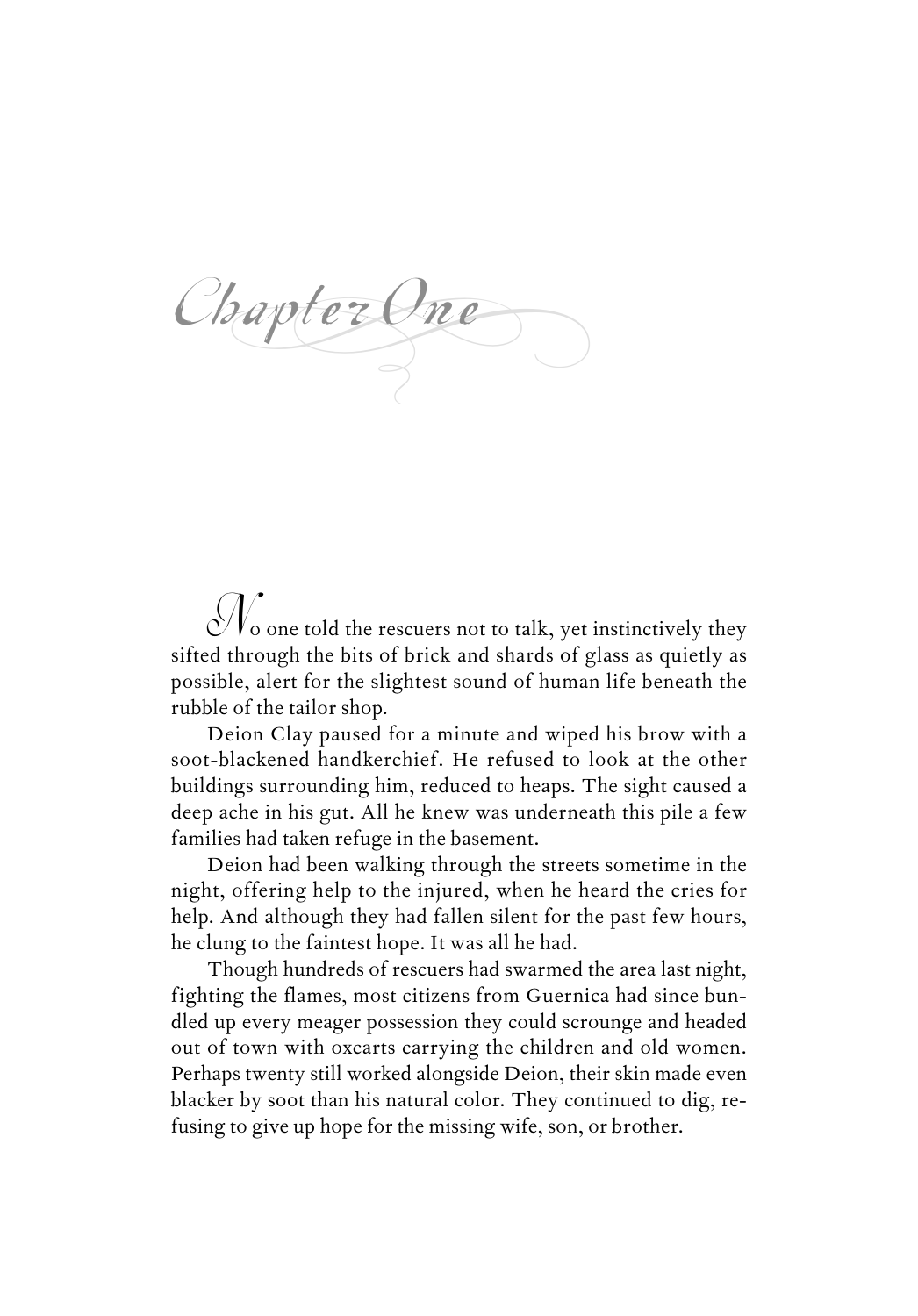# Chapter One

No one told the rescuers not to talk, yet instinctively they sifted through the bits of brick and shards of glass as quietly as possible, alert for the slightest sound of human life beneath the rubble of the tailor shop.

Deion Clay paused for a minute and wiped his brow with a soot-blackened handkerchief. He refused to look at the other buildings surrounding him, reduced to heaps. The sight caused a deep ache in his gut. All he knew was underneath this pile a few families had taken refuge in the basement.

Deion had been walking through the streets sometime in the night, offering help to the injured, when he heard the cries for help. And although they had fallen silent for the past few hours, he clung to the faintest hope. It was all he had.

Though hundreds of rescuers had swarmed the area last night, fighting the flames, most citizens from Guernica had since bundled up every meager possession they could scrounge and headed out of town with oxcarts carrying the children and old women. Perhaps twenty still worked alongside Deion, their skin made even blacker by soot than his natural color. They continued to dig, refusing to give up hope for the missing wife, son, or brother.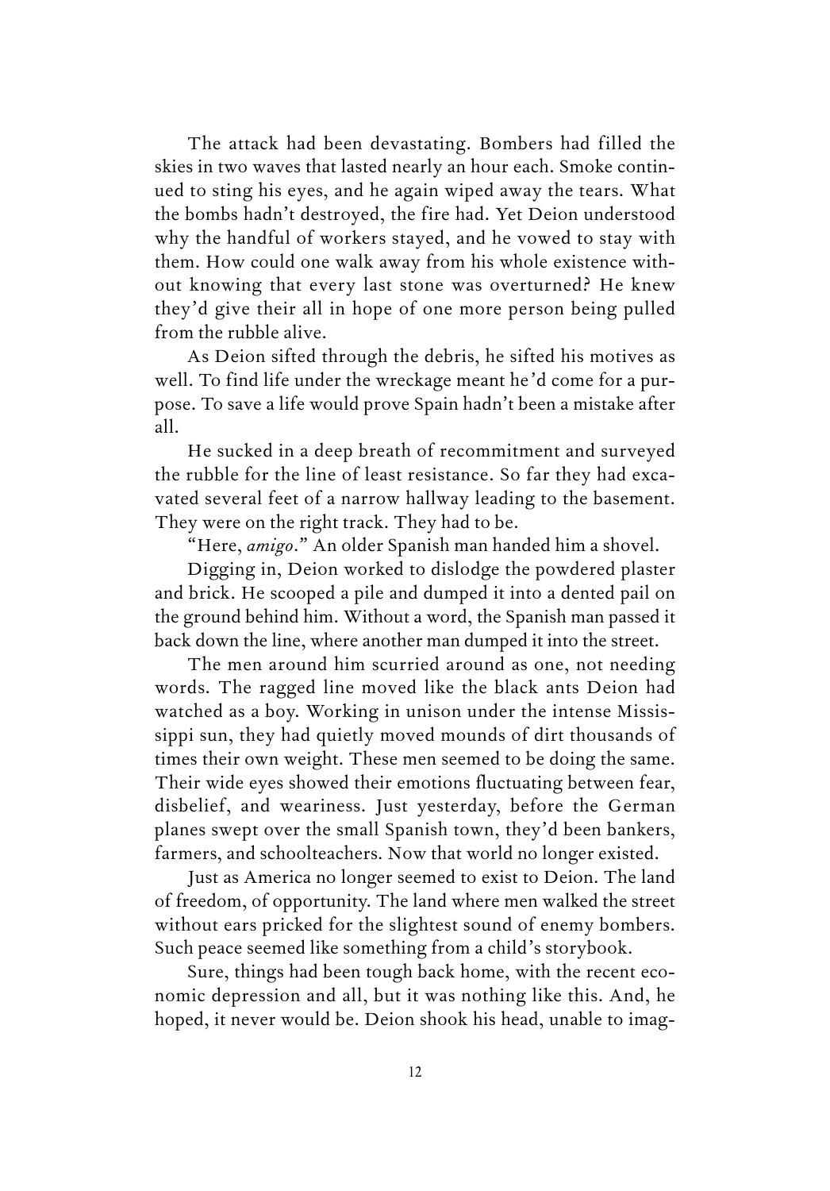The attack had been devastating. Bombers had filled the skies in two waves that lasted nearly an hour each. Smoke continued to sting his eyes, and he again wiped away the tears. What the bombs hadn't destroyed, the fire had. Yet Deion understood why the handful of workers stayed, and he vowed to stay with them. How could one walk away from his whole existence without knowing that every last stone was overturned? He knew they'd give their all in hope of one more person being pulled from the rubble alive.

As Deion sifted through the debris, he sifted his motives as well. To find life under the wreckage meant he'd come for a purpose. To save a life would prove Spain hadn't been a mistake after all.

He sucked in a deep breath of recommitment and surveyed the rubble for the line of least resistance. So far they had excavated several feet of a narrow hallway leading to the basement. They were on the right track. They had to be.

"Here, *amigo*." An older Spanish man handed him a shovel.

Digging in, Deion worked to dislodge the powdered plaster and brick. He scooped a pile and dumped it into a dented pail on the ground behind him. Without a word, the Spanish man passed it back down the line, where another man dumped it into the street.

The men around him scurried around as one, not needing words. The ragged line moved like the black ants Deion had watched as a boy. Working in unison under the intense Mississippi sun, they had quietly moved mounds of dirt thousands of times their own weight. These men seemed to be doing the same. Their wide eyes showed their emotions fluctuating between fear, disbelief, and weariness. Just yesterday, before the German planes swept over the small Spanish town, they'd been bankers, farmers, and schoolteachers. Now that world no longer existed.

Just as America no longer seemed to exist to Deion. The land of freedom, of opportunity. The land where men walked the street without ears pricked for the slightest sound of enemy bombers. Such peace seemed like something from a child's storybook.

Sure, things had been tough back home, with the recent economic depression and all, but it was nothing like this. And, he hoped, it never would be. Deion shook his head, unable to imag-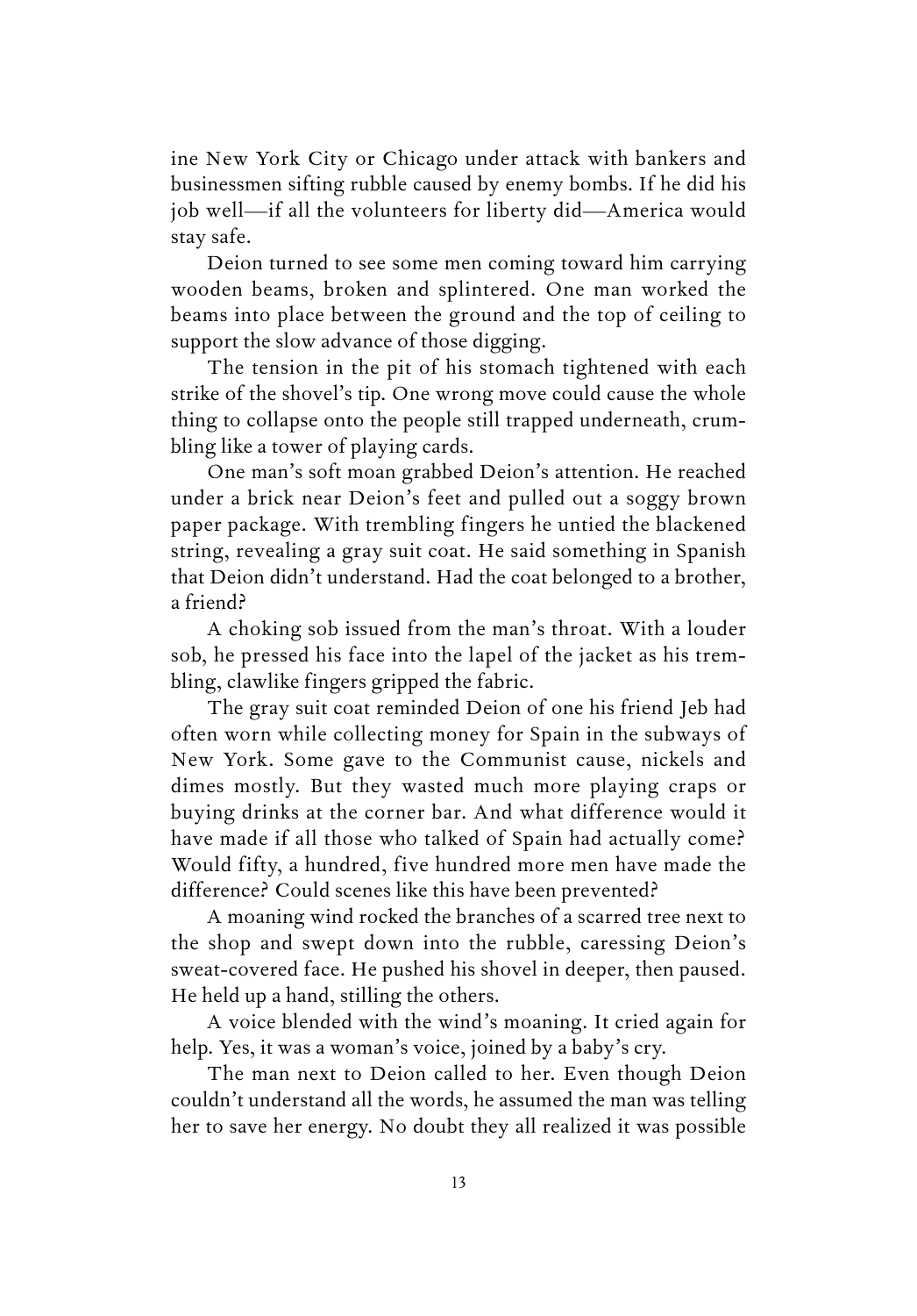ine New York City or Chicago under attack with bankers and businessmen sifting rubble caused by enemy bombs. If he did his job well—if all the volunteers for liberty did—America would stay safe.

Deion turned to see some men coming toward him carrying wooden beams, broken and splintered. One man worked the beams into place between the ground and the top of ceiling to support the slow advance of those digging.

The tension in the pit of his stomach tightened with each strike of the shovel's tip. One wrong move could cause the whole thing to collapse onto the people still trapped underneath, crumbling like a tower of playing cards.

One man's soft moan grabbed Deion's attention. He reached under a brick near Deion's feet and pulled out a soggy brown paper package. With trembling fingers he untied the blackened string, revealing a gray suit coat. He said something in Spanish that Deion didn't understand. Had the coat belonged to a brother, a friend?

A choking sob issued from the man's throat. With a louder sob, he pressed his face into the lapel of the jacket as his trembling, clawlike fingers gripped the fabric.

The gray suit coat reminded Deion of one his friend Jeb had often worn while collecting money for Spain in the subways of New York. Some gave to the Communist cause, nickels and dimes mostly. But they wasted much more playing craps or buying drinks at the corner bar. And what difference would it have made if all those who talked of Spain had actually come? Would fifty, a hundred, five hundred more men have made the difference? Could scenes like this have been prevented?

A moaning wind rocked the branches of a scarred tree next to the shop and swept down into the rubble, caressing Deion's sweat-covered face. He pushed his shovel in deeper, then paused. He held up a hand, stilling the others.

A voice blended with the wind's moaning. It cried again for help. Yes, it was a woman's voice, joined by a baby's cry.

The man next to Deion called to her. Even though Deion couldn't understand all the words, he assumed the man was telling her to save her energy. No doubt they all realized it was possible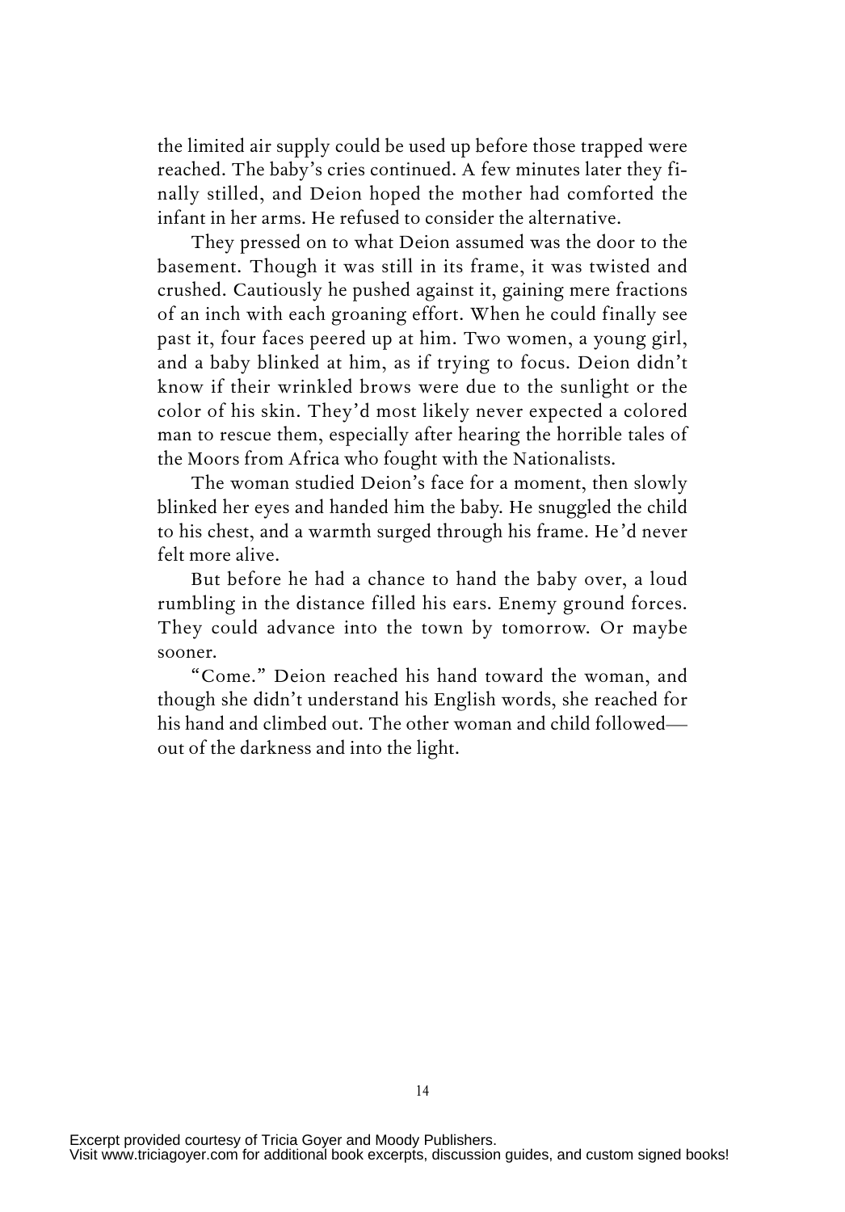the limited air supply could be used up before those trapped were reached. The baby's cries continued. A few minutes later they finally stilled, and Deion hoped the mother had comforted the infant in her arms. He refused to consider the alternative.

They pressed on to what Deion assumed was the door to the basement. Though it was still in its frame, it was twisted and crushed. Cautiously he pushed against it, gaining mere fractions of an inch with each groaning effort. When he could finally see past it, four faces peered up at him. Two women, a young girl, and a baby blinked at him, as if trying to focus. Deion didn't know if their wrinkled brows were due to the sunlight or the color of his skin. They'd most likely never expected a colored man to rescue them, especially after hearing the horrible tales of the Moors from Africa who fought with the Nationalists.

The woman studied Deion's face for a moment, then slowly blinked her eyes and handed him the baby. He snuggled the child to his chest, and a warmth surged through his frame. He'd never felt more alive.

But before he had a chance to hand the baby over, a loud rumbling in the distance filled his ears. Enemy ground forces. They could advance into the town by tomorrow. Or maybe sooner.

"Come." Deion reached his hand toward the woman, and though she didn't understand his English words, she reached for his hand and climbed out. The other woman and child followed—out of the darkness and into the light.

Excerpt provided courtesy of Tricia Goyer and Moody Publishers.
Visit www.triciagoyer.com for additional book excerpts, discussion guides, and custom signed books!